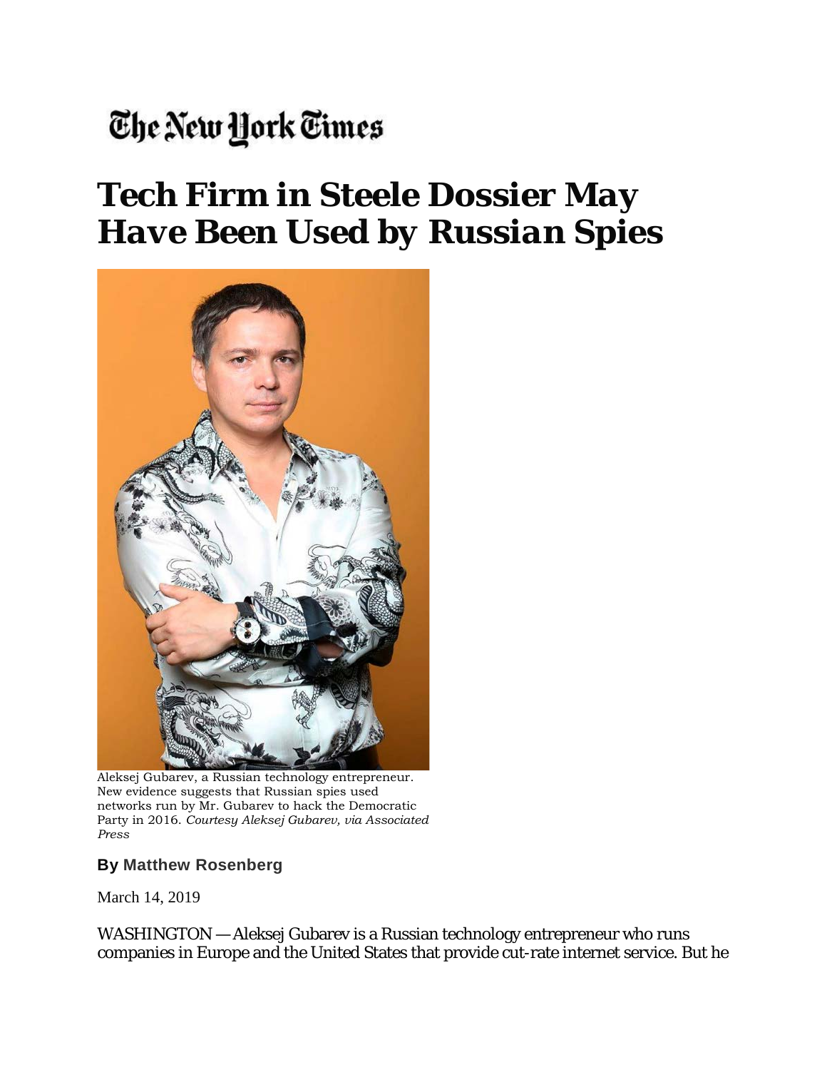The New York Times

# Tech Firm in Steele Dossier May Have Been Used by Russian Spies

Aleksej Gubarev, a Russian technology entrepreneur. New evidence suggests that Russian spies used networks run by Mr. Gubarev to hack the Democratic Party in 2016. *Courtesy Aleksej Gubarev, via Associated Press*

**By Matthew Rosenberg**

March 14, 2019

WASHINGTON — Aleksej Gubarev is a Russian technology entrepreneur who runs companies in Europe and the United States that provide cut-rate internet service. But he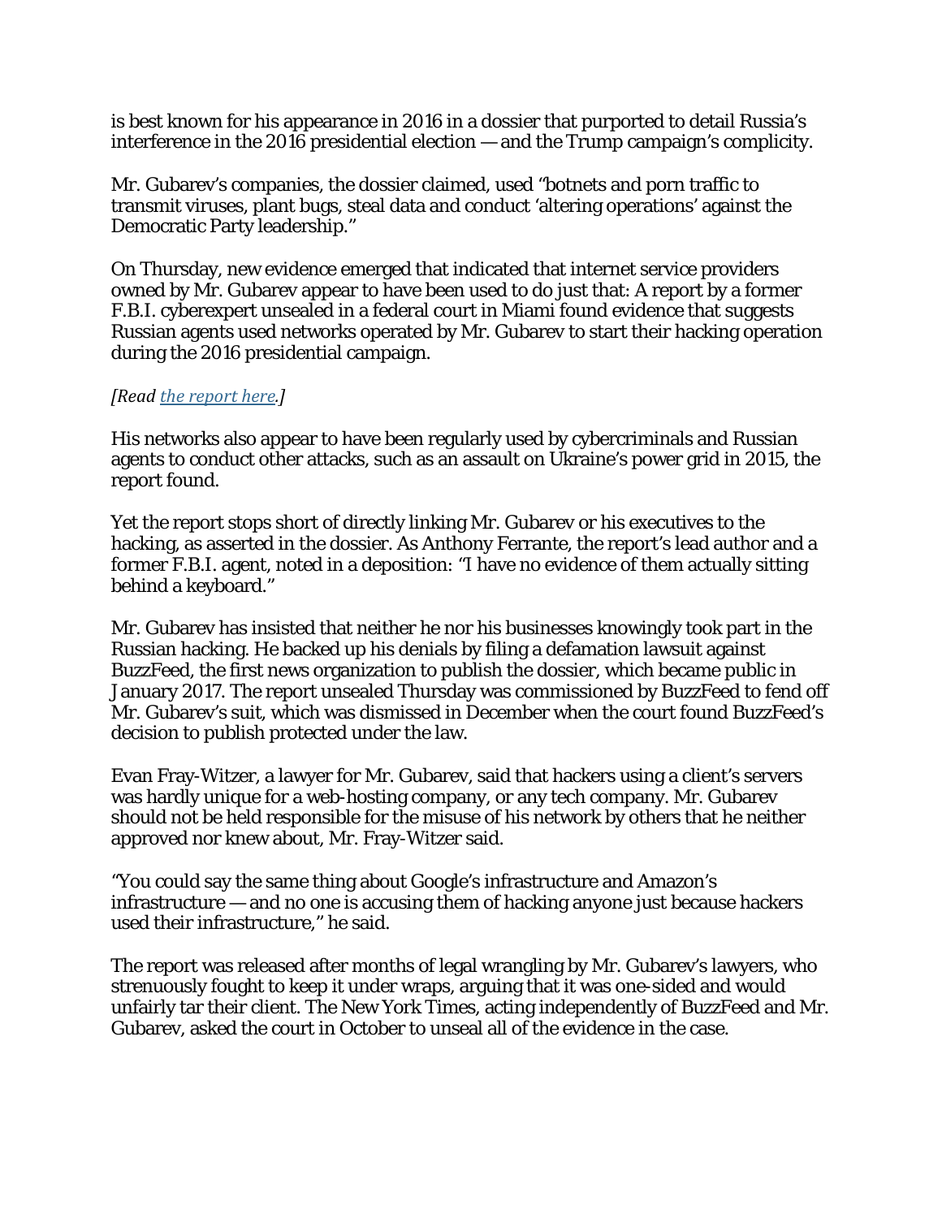is best known for his appearance in 2016 in a dossier that purported to detail Russia's interference in the 2016 presidential election — and the Trump campaign's complicity.

Mr. Gubarev's companies, the dossier claimed, used "botnets and porn traffic to transmit viruses, plant bugs, steal data and conduct 'altering operations' against the Democratic Party leadership."

On Thursday, new evidence emerged that indicated that internet service providers owned by Mr. Gubarev appear to have been used to do just that: A report by a former F.B.I. cyberexpert unsealed in a federal court in Miami found evidence that suggests Russian agents used networks operated by Mr. Gubarev to start their hacking operation during the 2016 presidential campaign.

*[Read the report here.]*

His networks also appear to have been regularly used by cybercriminals and Russian agents to conduct other attacks, such as an assault on Ukraine's power grid in 2015, the report found.

Yet the report stops short of directly linking Mr. Gubarev or his executives to the hacking, as asserted in the dossier. As Anthony Ferrante, the report's lead author and a former F.B.I. agent, noted in a deposition: "I have no evidence of them actually sitting behind a keyboard."

Mr. Gubarev has insisted that neither he nor his businesses knowingly took part in the Russian hacking. He backed up his denials by filing a defamation lawsuit against BuzzFeed, the first news organization to publish the dossier, which became public in January 2017. The report unsealed Thursday was commissioned by BuzzFeed to fend off Mr. Gubarev's suit, which was dismissed in December when the court found BuzzFeed's decision to publish protected under the law.

Evan Fray-Witzer, a lawyer for Mr. Gubarev, said that hackers using a client's servers was hardly unique for a web-hosting company, or any tech company. Mr. Gubarev should not be held responsible for the misuse of his network by others that he neither approved nor knew about, Mr. Fray-Witzer said.

"You could say the same thing about Google's infrastructure and Amazon's infrastructure — and no one is accusing them of hacking anyone just because hackers used their infrastructure," he said.

The report was released after months of legal wrangling by Mr. Gubarev's lawyers, who strenuously fought to keep it under wraps, arguing that it was one-sided and would unfairly tar their client. The New York Times, acting independently of BuzzFeed and Mr. Gubarev, asked the court in October to unseal all of the evidence in the case.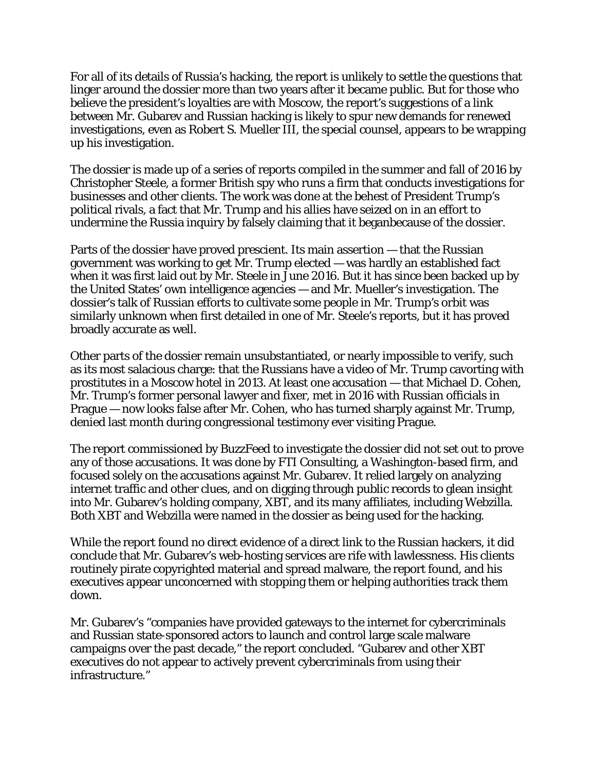For all of its details of Russia's hacking, the report is unlikely to settle the questions that linger around the dossier more than two years after it became public. But for those who believe the president's loyalties are with Moscow, the report's suggestions of a link between Mr. Gubarev and Russian hacking is likely to spur new demands for renewed investigations, even as Robert S. Mueller III, the special counsel, appears to be wrapping up his investigation.

The dossier is made up of a series of reports compiled in the summer and fall of 2016 by Christopher Steele, a former British spy who runs a firm that conducts investigations for businesses and other clients. The work was done at the behest of President Trump's political rivals, a fact that Mr. Trump and his allies have seized on in an effort to undermine the Russia inquiry by falsely claiming that it beganbecause of the dossier.

Parts of the dossier have proved prescient. Its main assertion — that the Russian government was working to get Mr. Trump elected — was hardly an established fact when it was first laid out by Mr. Steele in June 2016. But it has since been backed up by the United States' own intelligence agencies — and Mr. Mueller's investigation. The dossier's talk of Russian efforts to cultivate some people in Mr. Trump's orbit was similarly unknown when first detailed in one of Mr. Steele's reports, but it has proved broadly accurate as well.

Other parts of the dossier remain unsubstantiated, or nearly impossible to verify, such as its most salacious charge: that the Russians have a video of Mr. Trump cavorting with prostitutes in a Moscow hotel in 2013. At least one accusation — that Michael D. Cohen, Mr. Trump's former personal lawyer and fixer, met in 2016 with Russian officials in Prague — now looks false after Mr. Cohen, who has turned sharply against Mr. Trump, denied last month during congressional testimony ever visiting Prague.

The report commissioned by BuzzFeed to investigate the dossier did not set out to prove any of those accusations. It was done by FTI Consulting, a Washington-based firm, and focused solely on the accusations against Mr. Gubarev. It relied largely on analyzing internet traffic and other clues, and on digging through public records to glean insight into Mr. Gubarev's holding company, XBT, and its many affiliates, including Webzilla. Both XBT and Webzilla were named in the dossier as being used for the hacking.

While the report found no direct evidence of a direct link to the Russian hackers, it did conclude that Mr. Gubarev's web-hosting services are rife with lawlessness. His clients routinely pirate copyrighted material and spread malware, the report found, and his executives appear unconcerned with stopping them or helping authorities track them down.

Mr. Gubarev's "companies have provided gateways to the internet for cybercriminals and Russian state-sponsored actors to launch and control large scale malware campaigns over the past decade," the report concluded. "Gubarev and other XBT executives do not appear to actively prevent cybercriminals from using their infrastructure."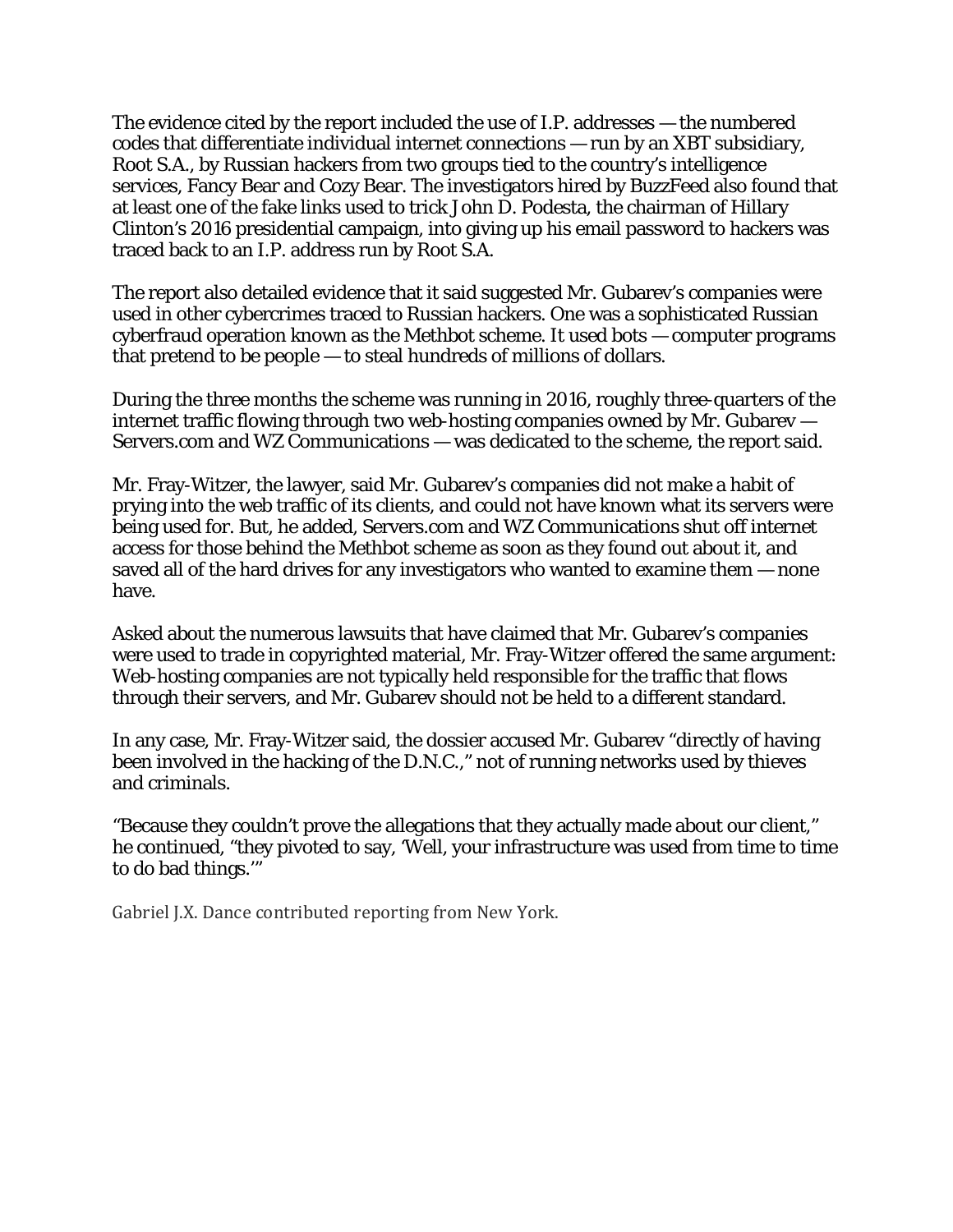The evidence cited by the report included the use of I.P. addresses — the numbered codes that differentiate individual internet connections — run by an XBT subsidiary, Root S.A., by Russian hackers from two groups tied to the country's intelligence services, Fancy Bear and Cozy Bear. The investigators hired by BuzzFeed also found that at least one of the fake links used to trick John D. Podesta, the chairman of Hillary Clinton's 2016 presidential campaign, into giving up his email password to hackers was traced back to an I.P. address run by Root S.A.

The report also detailed evidence that it said suggested Mr. Gubarev's companies were used in other cybercrimes traced to Russian hackers. One was a sophisticated Russian cyberfraud operation known as the Methbot scheme. It used bots — computer programs that pretend to be people — to steal hundreds of millions of dollars.

During the three months the scheme was running in 2016, roughly three-quarters of the internet traffic flowing through two web-hosting companies owned by Mr. Gubarev — Servers.com and WZ Communications — was dedicated to the scheme, the report said.

Mr. Fray-Witzer, the lawyer, said Mr. Gubarev's companies did not make a habit of prying into the web traffic of its clients, and could not have known what its servers were being used for. But, he added, Servers.com and WZ Communications shut off internet access for those behind the Methbot scheme as soon as they found out about it, and saved all of the hard drives for any investigators who wanted to examine them — none have.

Asked about the numerous lawsuits that have claimed that Mr. Gubarev's companies were used to trade in copyrighted material, Mr. Fray-Witzer offered the same argument: Web-hosting companies are not typically held responsible for the traffic that flows through their servers, and Mr. Gubarev should not be held to a different standard.

In any case, Mr. Fray-Witzer said, the dossier accused Mr. Gubarev "directly of having been involved in the hacking of the D.N.C.," not of running networks used by thieves and criminals.

"Because they couldn't prove the allegations that they actually made about our client," he continued, "they pivoted to say, 'Well, your infrastructure was used from time to time to do bad things.'"

Gabriel J.X. Dance contributed reporting from New York.